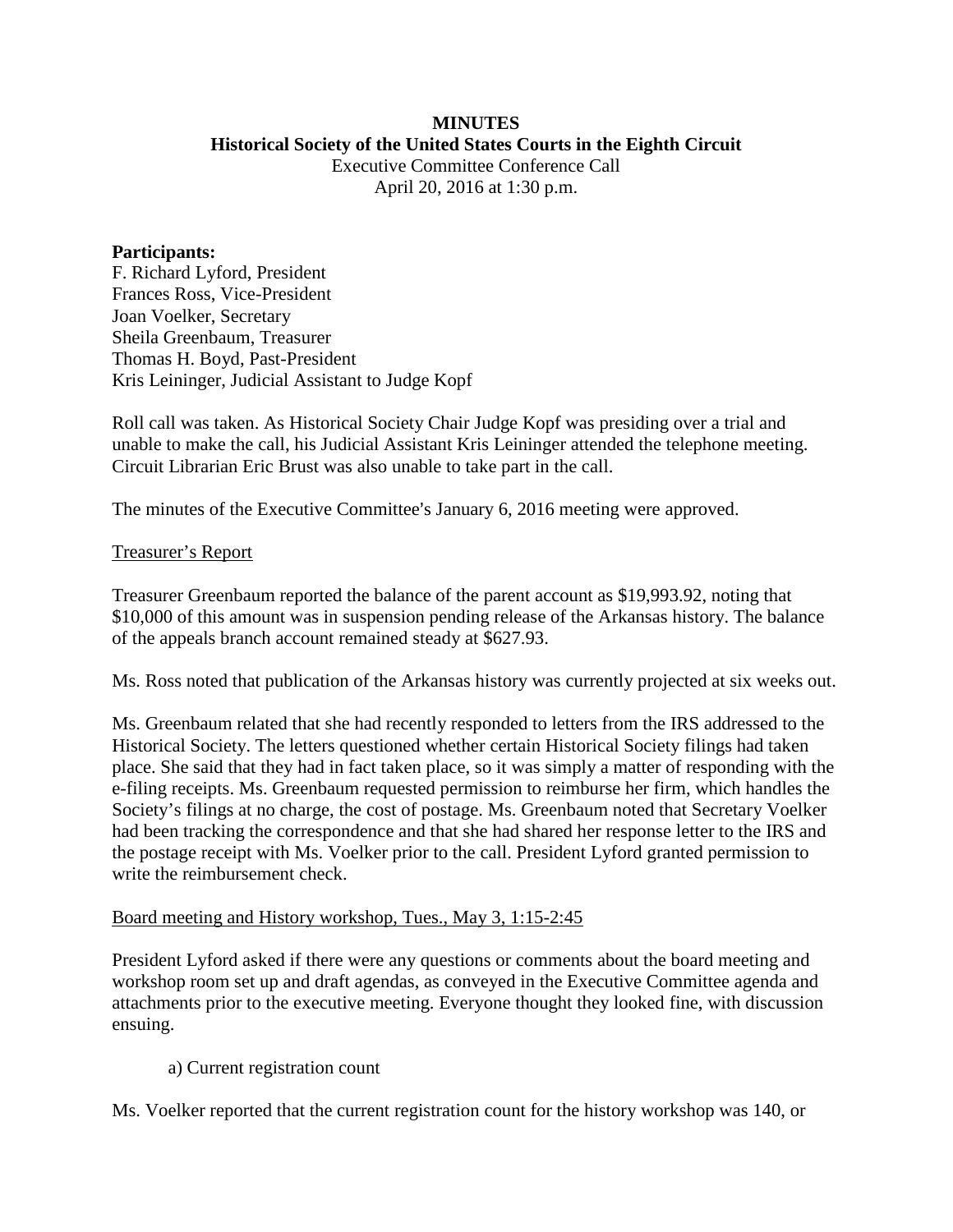**MINUTES**
**Historical Society of the United States Courts in the Eighth Circuit**
Executive Committee Conference Call
April 20, 2016 at 1:30 p.m.

**Participants:**
F. Richard Lyford, President
Frances Ross, Vice-President
Joan Voelker, Secretary
Sheila Greenbaum, Treasurer
Thomas H. Boyd, Past-President
Kris Leininger, Judicial Assistant to Judge Kopf

Roll call was taken. As Historical Society Chair Judge Kopf was presiding over a trial and unable to make the call, his Judicial Assistant Kris Leininger attended the telephone meeting. Circuit Librarian Eric Brust was also unable to take part in the call.

The minutes of the Executive Committee's January 6, 2016 meeting were approved.

Treasurer's Report

Treasurer Greenbaum reported the balance of the parent account as $19,993.92, noting that $10,000 of this amount was in suspension pending release of the Arkansas history. The balance of the appeals branch account remained steady at $627.93.

Ms. Ross noted that publication of the Arkansas history was currently projected at six weeks out.

Ms. Greenbaum related that she had recently responded to letters from the IRS addressed to the Historical Society. The letters questioned whether certain Historical Society filings had taken place. She said that they had in fact taken place, so it was simply a matter of responding with the e-filing receipts. Ms. Greenbaum requested permission to reimburse her firm, which handles the Society's filings at no charge, the cost of postage. Ms. Greenbaum noted that Secretary Voelker had been tracking the correspondence and that she had shared her response letter to the IRS and the postage receipt with Ms. Voelker prior to the call. President Lyford granted permission to write the reimbursement check.

Board meeting and History workshop, Tues., May 3, 1:15-2:45

President Lyford asked if there were any questions or comments about the board meeting and workshop room set up and draft agendas, as conveyed in the Executive Committee agenda and attachments prior to the executive meeting. Everyone thought they looked fine, with discussion ensuing.

a) Current registration count

Ms. Voelker reported that the current registration count for the history workshop was 140, or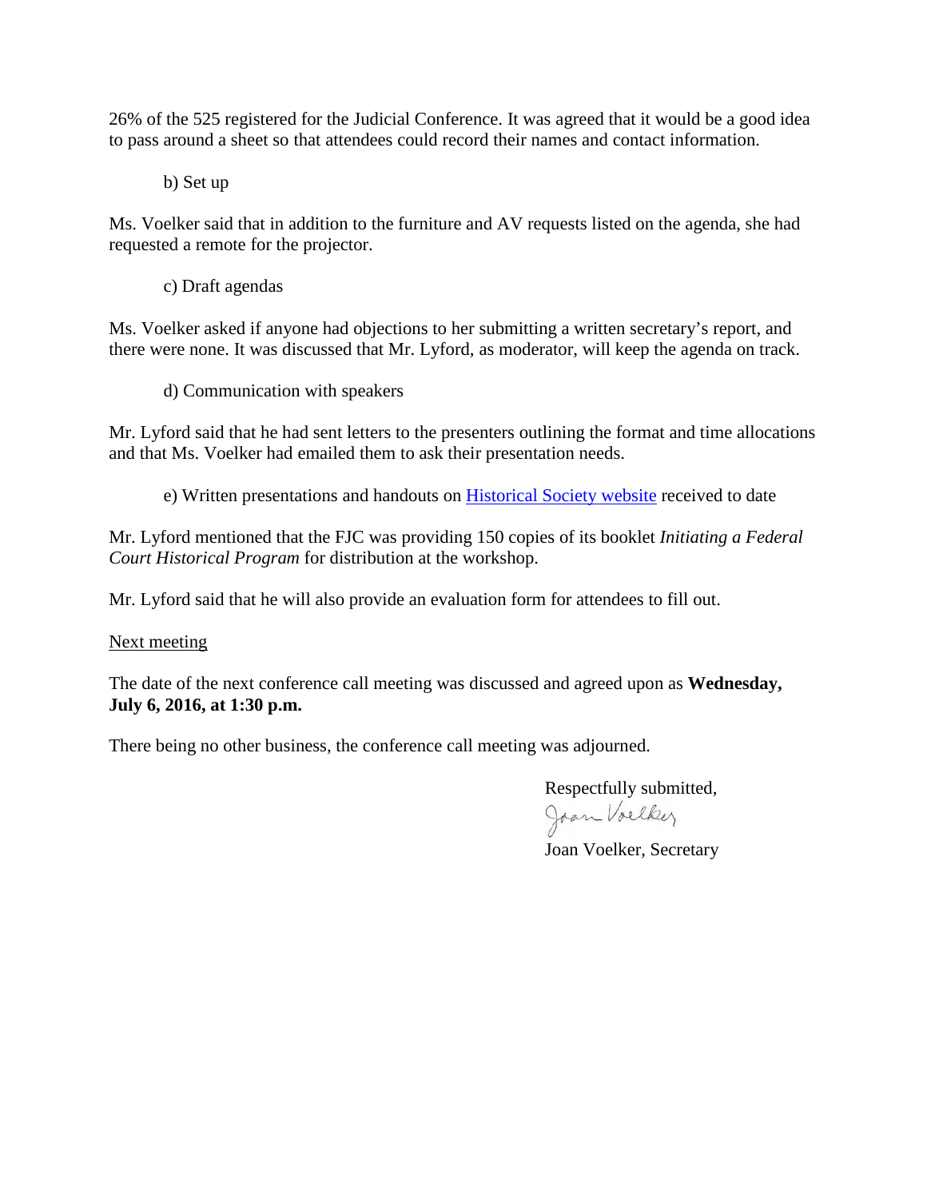26% of the 525 registered for the Judicial Conference. It was agreed that it would be a good idea to pass around a sheet so that attendees could record their names and contact information.

b) Set up

Ms. Voelker said that in addition to the furniture and AV requests listed on the agenda, she had requested a remote for the projector.

c) Draft agendas

Ms. Voelker asked if anyone had objections to her submitting a written secretary's report, and there were none. It was discussed that Mr. Lyford, as moderator, will keep the agenda on track.

d) Communication with speakers

Mr. Lyford said that he had sent letters to the presenters outlining the format and time allocations and that Ms. Voelker had emailed them to ask their presentation needs.

e) Written presentations and handouts on Historical Society website received to date

Mr. Lyford mentioned that the FJC was providing 150 copies of its booklet *Initiating a Federal Court Historical Program* for distribution at the workshop.

Mr. Lyford said that he will also provide an evaluation form for attendees to fill out.

Next meeting

The date of the next conference call meeting was discussed and agreed upon as **Wednesday, July 6, 2016, at 1:30 p.m.**

There being no other business, the conference call meeting was adjourned.

Respectfully submitted,

Joan Voelker

Joan Voelker, Secretary